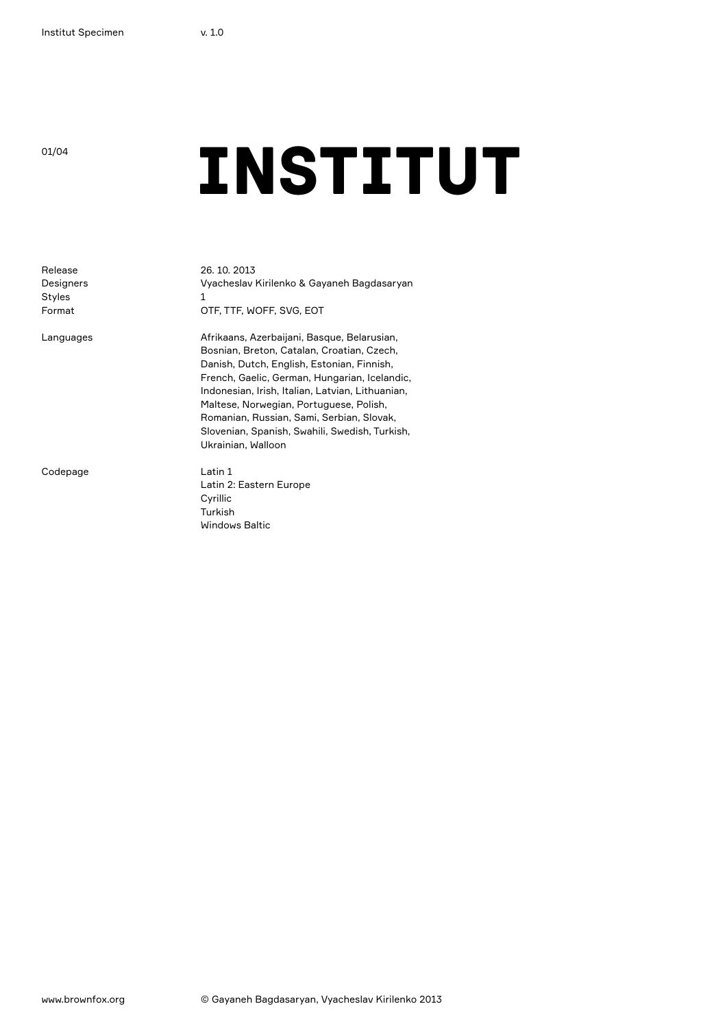01/04

# INSTITUT

| | |
|---|---|
| Release | 26. 10. 2013 |
| Designers | Vyacheslav Kirilenko & Gayaneh Bagdasaryan |
| Styles | 1 |
| Format | OTF, TTF, WOFF, SVG, EOT |
| Languages | Afrikaans, Azerbaijani, Basque, Belarusian, Bosnian, Breton, Catalan, Croatian, Czech, Danish, Dutch, English, Estonian, Finnish, French, Gaelic, German, Hungarian, Icelandic, Indonesian, Irish, Italian, Latvian, Lithuanian, Maltese, Norwegian, Portuguese, Polish, Romanian, Russian, Sami, Serbian, Slovak, Slovenian, Spanish, Swahili, Swedish, Turkish, Ukrainian, Walloon |
| Codepage | Latin 1<br>Latin 2: Eastern Europe<br>Cyrillic<br>Turkish<br>Windows Baltic |

www.brownfox.org

© Gayaneh Bagdasaryan, Vyacheslav Kirilenko 2013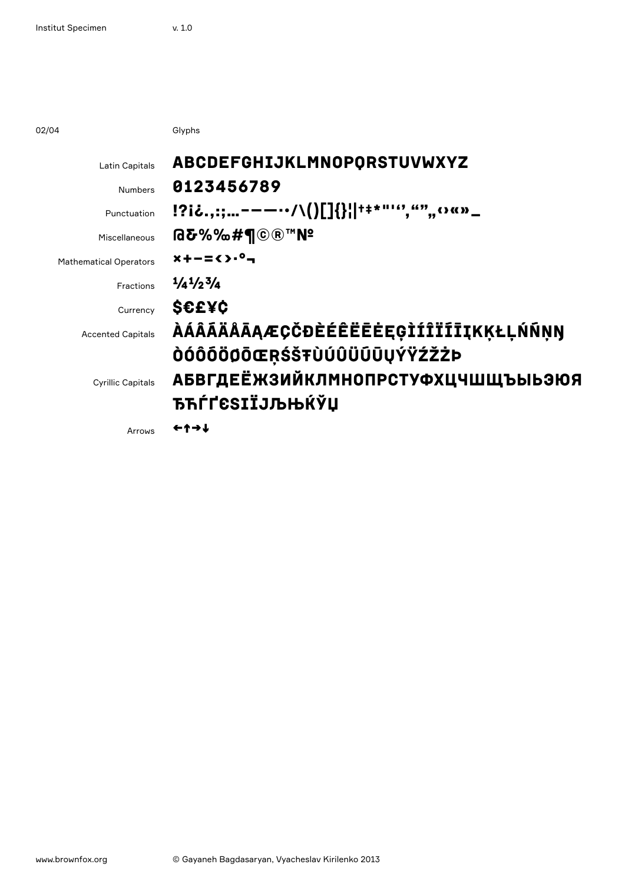## 02/04 Glyphs

| | |
|---|---|
| Latin Capitals | ABCDEFGHIJKLMNOPQRSTUVWXYZ |
| Numbers | 0123456789 |
| Punctuation | !?¡¿.,:;…-–—··/\()[]{}¦\|†‡*"'‘’‚“”„‹›«»_ |
| Miscellaneous | @&%‰#¶©®™№ |
| Mathematical Operators | ×+−=<>·°¬ |
| Fractions | ¼½¾ |
| Currency | $€£¥¢ |
| Accented Capitals | ÀÁÂÃÄÅĀĄÆÇČĐÈÉÊËĒĖĘĢÌÍÎÏĪĮĶĸŁĻŃŇŅŊ |
| | ÒÓÔÕÖØŌŒŖŚŠŦÙÚÛÜŰŪŲÝŸŹŽŻÞ |
| Cyrillic Capitals | АБВГДЕЁЖЗИЙКЛМНОПРСТУФХЦЧШЩЪЫЬЭЮЯ |
| | ЂЋЃҐЄЅІЇЈЉЊЌЎЏ |
| Arrows | ←↑→↓ |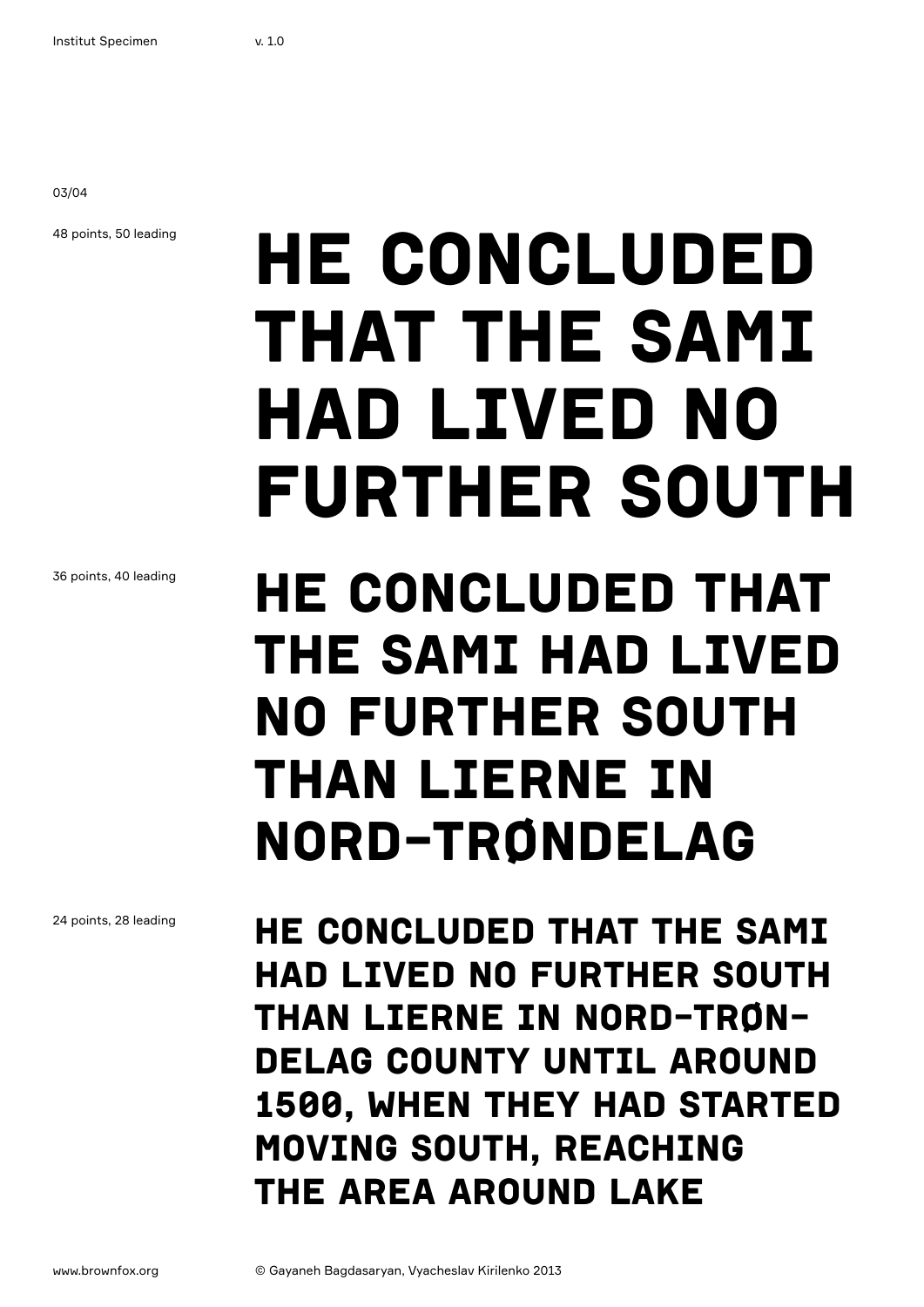48 points, 50 leading

HE CONCLUDED THAT THE SAMI HAD LIVED NO FURTHER SOUTH

36 points, 40 leading

HE CONCLUDED THAT THE SAMI HAD LIVED NO FURTHER SOUTH THAN LIERNE IN NORD-TRØNDELAG

24 points, 28 leading

HE CONCLUDED THAT THE SAMI HAD LIVED NO FURTHER SOUTH THAN LIERNE IN NORD-TRØN-DELAG COUNTY UNTIL AROUND 1500, WHEN THEY HAD STARTED MOVING SOUTH, REACHING THE AREA AROUND LAKE

© Gayaneh Bagdasaryan, Vyacheslav Kirilenko 2013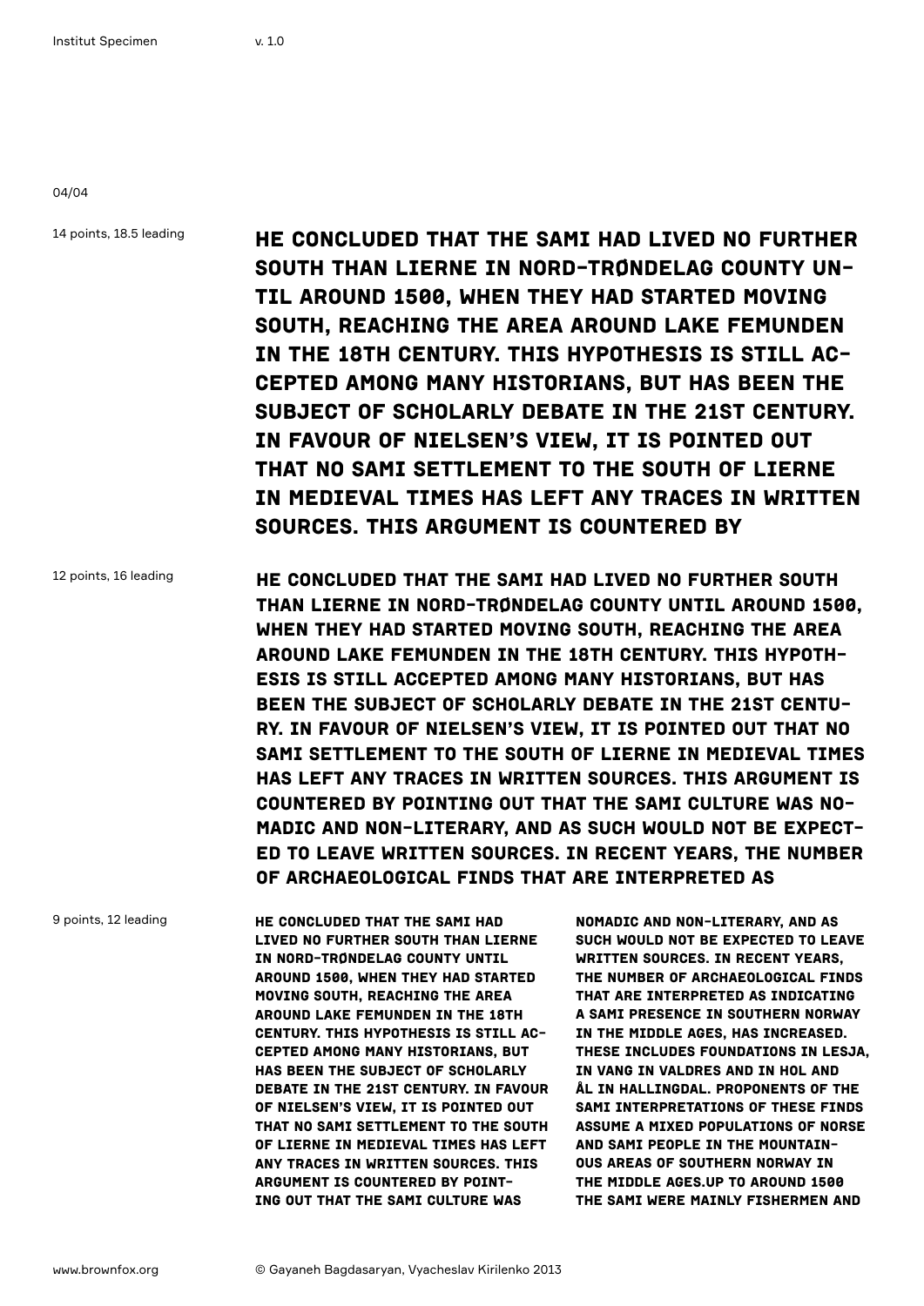04/04

14 points, 18.5 leading

HE CONCLUDED THAT THE SAMI HAD LIVED NO FURTHER SOUTH THAN LIERNE IN NORD-TRØNDELAG COUNTY UNTIL AROUND 1500, WHEN THEY HAD STARTED MOVING SOUTH, REACHING THE AREA AROUND LAKE FEMUNDEN IN THE 18TH CENTURY. THIS HYPOTHESIS IS STILL ACCEPTED AMONG MANY HISTORIANS, BUT HAS BEEN THE SUBJECT OF SCHOLARLY DEBATE IN THE 21ST CENTURY. IN FAVOUR OF NIELSEN'S VIEW, IT IS POINTED OUT THAT NO SAMI SETTLEMENT TO THE SOUTH OF LIERNE IN MEDIEVAL TIMES HAS LEFT ANY TRACES IN WRITTEN SOURCES. THIS ARGUMENT IS COUNTERED BY

12 points, 16 leading

HE CONCLUDED THAT THE SAMI HAD LIVED NO FURTHER SOUTH THAN LIERNE IN NORD-TRØNDELAG COUNTY UNTIL AROUND 1500, WHEN THEY HAD STARTED MOVING SOUTH, REACHING THE AREA AROUND LAKE FEMUNDEN IN THE 18TH CENTURY. THIS HYPOTHESIS IS STILL ACCEPTED AMONG MANY HISTORIANS, BUT HAS BEEN THE SUBJECT OF SCHOLARLY DEBATE IN THE 21ST CENTURY. IN FAVOUR OF NIELSEN'S VIEW, IT IS POINTED OUT THAT NO SAMI SETTLEMENT TO THE SOUTH OF LIERNE IN MEDIEVAL TIMES HAS LEFT ANY TRACES IN WRITTEN SOURCES. THIS ARGUMENT IS COUNTERED BY POINTING OUT THAT THE SAMI CULTURE WAS NOMADIC AND NON-LITERARY, AND AS SUCH WOULD NOT BE EXPECTED TO LEAVE WRITTEN SOURCES. IN RECENT YEARS, THE NUMBER OF ARCHAEOLOGICAL FINDS THAT ARE INTERPRETED AS

9 points, 12 leading

HE CONCLUDED THAT THE SAMI HAD LIVED NO FURTHER SOUTH THAN LIERNE IN NORD-TRØNDELAG COUNTY UNTIL AROUND 1500, WHEN THEY HAD STARTED MOVING SOUTH, REACHING THE AREA AROUND LAKE FEMUNDEN IN THE 18TH CENTURY. THIS HYPOTHESIS IS STILL ACCEPTED AMONG MANY HISTORIANS, BUT HAS BEEN THE SUBJECT OF SCHOLARLY DEBATE IN THE 21ST CENTURY. IN FAVOUR OF NIELSEN'S VIEW, IT IS POINTED OUT THAT NO SAMI SETTLEMENT TO THE SOUTH OF LIERNE IN MEDIEVAL TIMES HAS LEFT ANY TRACES IN WRITTEN SOURCES. THIS ARGUMENT IS COUNTERED BY POINTING OUT THAT THE SAMI CULTURE WAS NOMADIC AND NON-LITERARY, AND AS SUCH WOULD NOT BE EXPECTED TO LEAVE WRITTEN SOURCES. IN RECENT YEARS, THE NUMBER OF ARCHAEOLOGICAL FINDS THAT ARE INTERPRETED AS INDICATING A SAMI PRESENCE IN SOUTHERN NORWAY IN THE MIDDLE AGES, HAS INCREASED. THESE INCLUDES FOUNDATIONS IN LESJA, IN VANG IN VALDRES AND IN HOL AND ÅL IN HALLINGDAL. PROPONENTS OF THE SAMI INTERPRETATIONS OF THESE FINDS ASSUME A MIXED POPULATIONS OF NORSE AND SAMI PEOPLE IN THE MOUNTAINOUS AREAS OF SOUTHERN NORWAY IN THE MIDDLE AGES.UP TO AROUND 1500 THE SAMI WERE MAINLY FISHERMEN AND